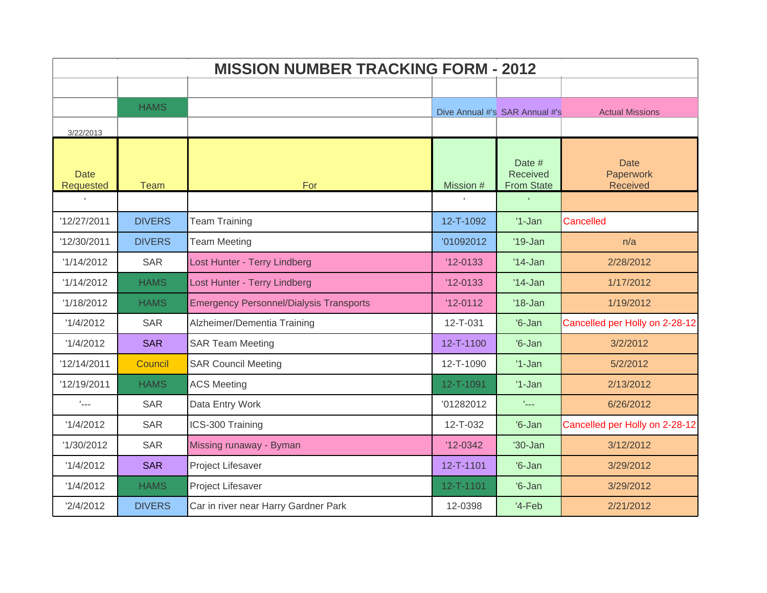# MISSION NUMBER TRACKING FORM - 2012

| | HAMS | | Dive Annual #'s | SAR Annual #'s | Actual Missions |
|---|---|---|---|---|---|
| 3/22/2013 | | | | | |
| Date Requested | Team | For | Mission # | Date # Received From State | Date Paperwork Received |
| ' | | | ' | ' | |
| '12/27/2011 | DIVERS | Team Training | 12-T-1092 | '1-Jan | Cancelled |
| '12/30/2011 | DIVERS | Team Meeting | '01092012 | '19-Jan | n/a |
| '1/14/2012 | SAR | Lost Hunter - Terry Lindberg | '12-0133 | '14-Jan | 2/28/2012 |
| '1/14/2012 | HAMS | Lost Hunter - Terry Lindberg | '12-0133 | '14-Jan | 1/17/2012 |
| '1/18/2012 | HAMS | Emergency Personnel/Dialysis Transports | '12-0112 | '18-Jan | 1/19/2012 |
| '1/4/2012 | SAR | Alzheimer/Dementia Training | 12-T-031 | '6-Jan | Cancelled per Holly on 2-28-12 |
| '1/4/2012 | SAR | SAR Team Meeting | 12-T-1100 | '6-Jan | 3/2/2012 |
| '12/14/2011 | Council | SAR Council Meeting | 12-T-1090 | '1-Jan | 5/2/2012 |
| '12/19/2011 | HAMS | ACS Meeting | 12-T-1091 | '1-Jan | 2/13/2012 |
| '--- | SAR | Data Entry Work | '01282012 | '--- | 6/26/2012 |
| '1/4/2012 | SAR | ICS-300 Training | 12-T-032 | '6-Jan | Cancelled per Holly on 2-28-12 |
| '1/30/2012 | SAR | Missing runaway - Byman | '12-0342 | '30-Jan | 3/12/2012 |
| '1/4/2012 | SAR | Project Lifesaver | 12-T-1101 | '6-Jan | 3/29/2012 |
| '1/4/2012 | HAMS | Project Lifesaver | 12-T-1101 | '6-Jan | 3/29/2012 |
| '2/4/2012 | DIVERS | Car in river near Harry Gardner Park | 12-0398 | '4-Feb | 2/21/2012 |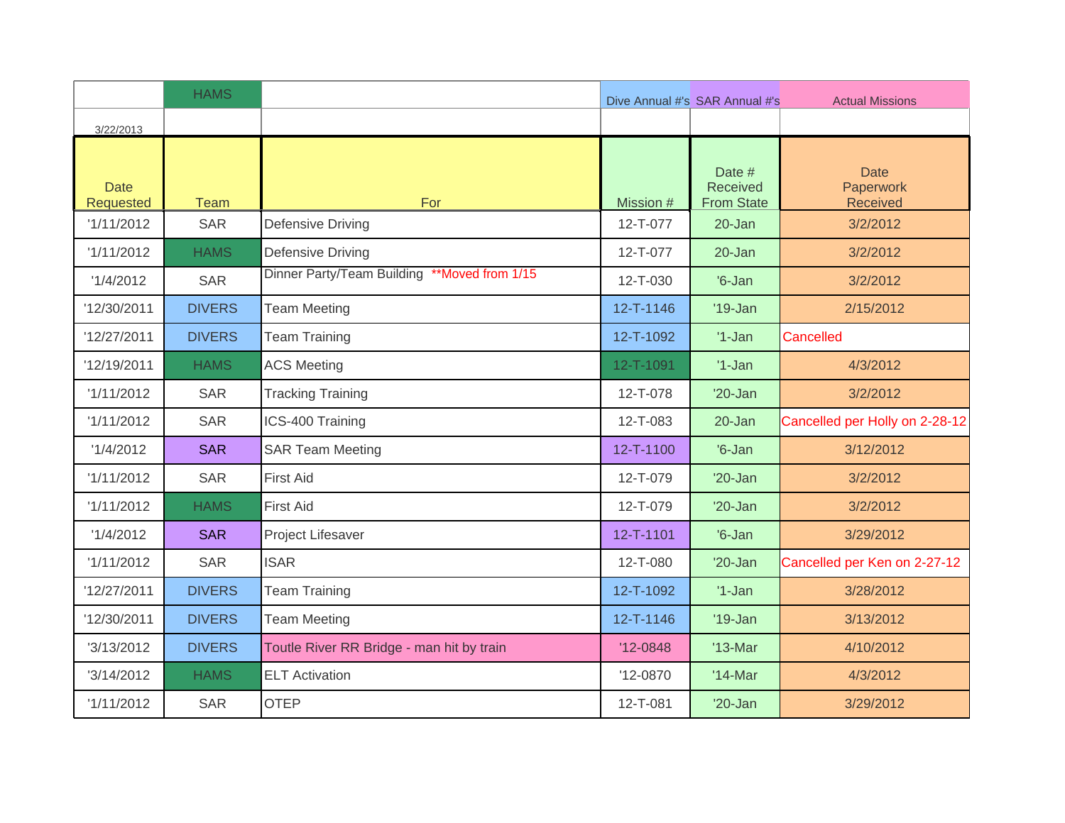| | HAMS | | Dive Annual #'s | SAR Annual #'s | Actual Missions |
|---|---|---|---|---|---|
| 3/22/2013 | | | | | |
| Date Requested | Team | For | Mission # | Date # Received From State | Date Paperwork Received |
| '1/11/2012 | SAR | Defensive Driving | 12-T-077 | 20-Jan | 3/2/2012 |
| '1/11/2012 | HAMS | Defensive Driving | 12-T-077 | 20-Jan | 3/2/2012 |
| '1/4/2012 | SAR | Dinner Party/Team Building **Moved from 1/15 | 12-T-030 | '6-Jan | 3/2/2012 |
| '12/30/2011 | DIVERS | Team Meeting | 12-T-1146 | '19-Jan | 2/15/2012 |
| '12/27/2011 | DIVERS | Team Training | 12-T-1092 | '1-Jan | Cancelled |
| '12/19/2011 | HAMS | ACS Meeting | 12-T-1091 | '1-Jan | 4/3/2012 |
| '1/11/2012 | SAR | Tracking Training | 12-T-078 | '20-Jan | 3/2/2012 |
| '1/11/2012 | SAR | ICS-400 Training | 12-T-083 | 20-Jan | Cancelled per Holly on 2-28-12 |
| '1/4/2012 | SAR | SAR Team Meeting | 12-T-1100 | '6-Jan | 3/12/2012 |
| '1/11/2012 | SAR | First Aid | 12-T-079 | '20-Jan | 3/2/2012 |
| '1/11/2012 | HAMS | First Aid | 12-T-079 | '20-Jan | 3/2/2012 |
| '1/4/2012 | SAR | Project Lifesaver | 12-T-1101 | '6-Jan | 3/29/2012 |
| '1/11/2012 | SAR | ISAR | 12-T-080 | '20-Jan | Cancelled per Ken on 2-27-12 |
| '12/27/2011 | DIVERS | Team Training | 12-T-1092 | '1-Jan | 3/28/2012 |
| '12/30/2011 | DIVERS | Team Meeting | 12-T-1146 | '19-Jan | 3/13/2012 |
| '3/13/2012 | DIVERS | Toutle River RR Bridge - man hit by train | '12-0848 | '13-Mar | 4/10/2012 |
| '3/14/2012 | HAMS | ELT Activation | '12-0870 | '14-Mar | 4/3/2012 |
| '1/11/2012 | SAR | OTEP | 12-T-081 | '20-Jan | 3/29/2012 |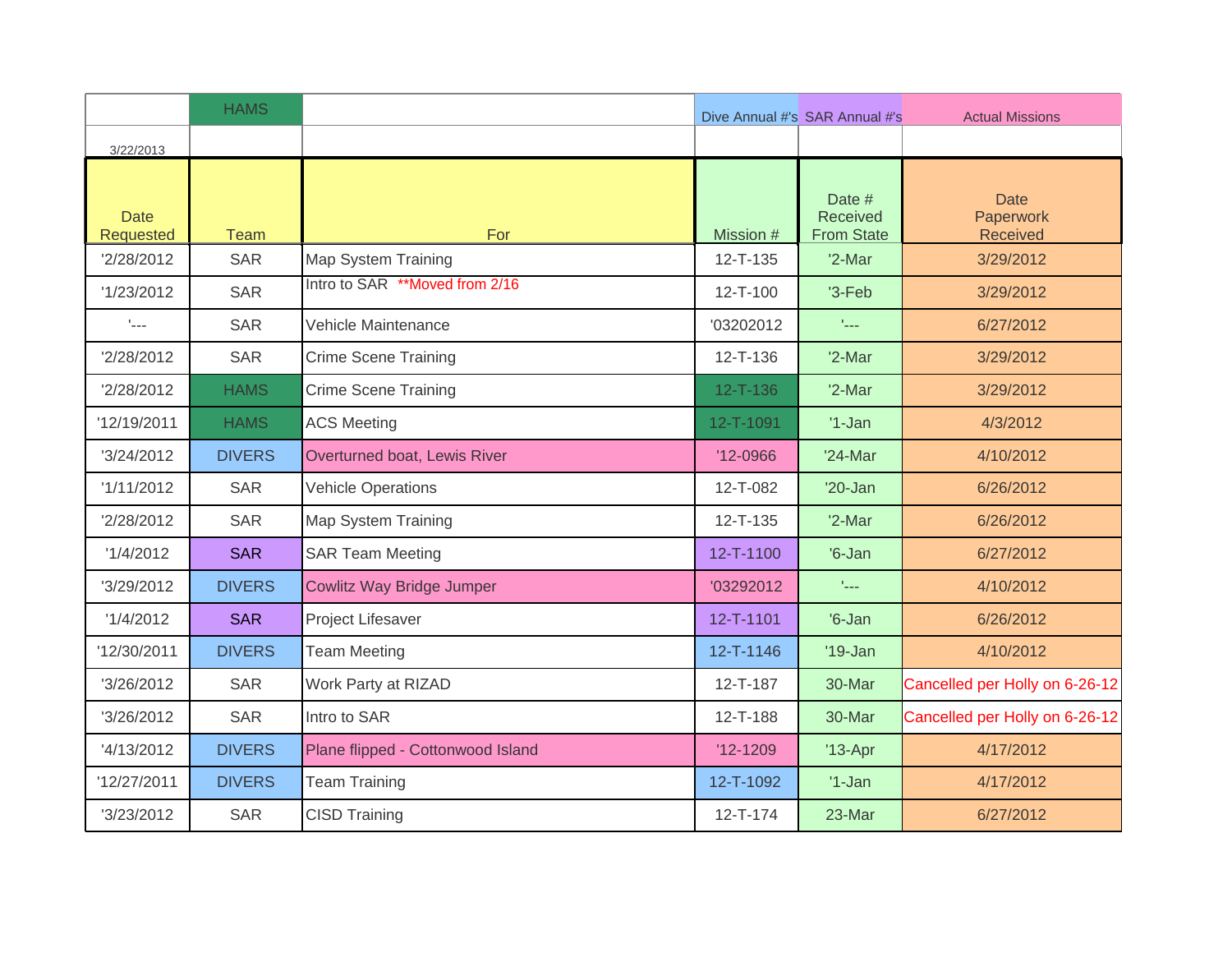| | HAMS | | Dive Annual #'s | SAR Annual #'s | Actual Missions |
|---|---|---|---|---|---|
| 3/22/2013 | | | | | |
| Date Requested | Team | For | Mission # | Date # Received From State | Date Paperwork Received |
| '2/28/2012 | SAR | Map System Training | 12-T-135 | '2-Mar | 3/29/2012 |
| '1/23/2012 | SAR | Intro to SAR **Moved from 2/16 | 12-T-100 | '3-Feb | 3/29/2012 |
| '--- | SAR | Vehicle Maintenance | '03202012 | '--- | 6/27/2012 |
| '2/28/2012 | SAR | Crime Scene Training | 12-T-136 | '2-Mar | 3/29/2012 |
| '2/28/2012 | HAMS | Crime Scene Training | 12-T-136 | '2-Mar | 3/29/2012 |
| '12/19/2011 | HAMS | ACS Meeting | 12-T-1091 | '1-Jan | 4/3/2012 |
| '3/24/2012 | DIVERS | Overturned boat, Lewis River | '12-0966 | '24-Mar | 4/10/2012 |
| '1/11/2012 | SAR | Vehicle Operations | 12-T-082 | '20-Jan | 6/26/2012 |
| '2/28/2012 | SAR | Map System Training | 12-T-135 | '2-Mar | 6/26/2012 |
| '1/4/2012 | SAR | SAR Team Meeting | 12-T-1100 | '6-Jan | 6/27/2012 |
| '3/29/2012 | DIVERS | Cowlitz Way Bridge Jumper | '03292012 | '--- | 4/10/2012 |
| '1/4/2012 | SAR | Project Lifesaver | 12-T-1101 | '6-Jan | 6/26/2012 |
| '12/30/2011 | DIVERS | Team Meeting | 12-T-1146 | '19-Jan | 4/10/2012 |
| '3/26/2012 | SAR | Work Party at RIZAD | 12-T-187 | 30-Mar | Cancelled per Holly on 6-26-12 |
| '3/26/2012 | SAR | Intro to SAR | 12-T-188 | 30-Mar | Cancelled per Holly on 6-26-12 |
| '4/13/2012 | DIVERS | Plane flipped - Cottonwood Island | '12-1209 | '13-Apr | 4/17/2012 |
| '12/27/2011 | DIVERS | Team Training | 12-T-1092 | '1-Jan | 4/17/2012 |
| '3/23/2012 | SAR | CISD Training | 12-T-174 | 23-Mar | 6/27/2012 |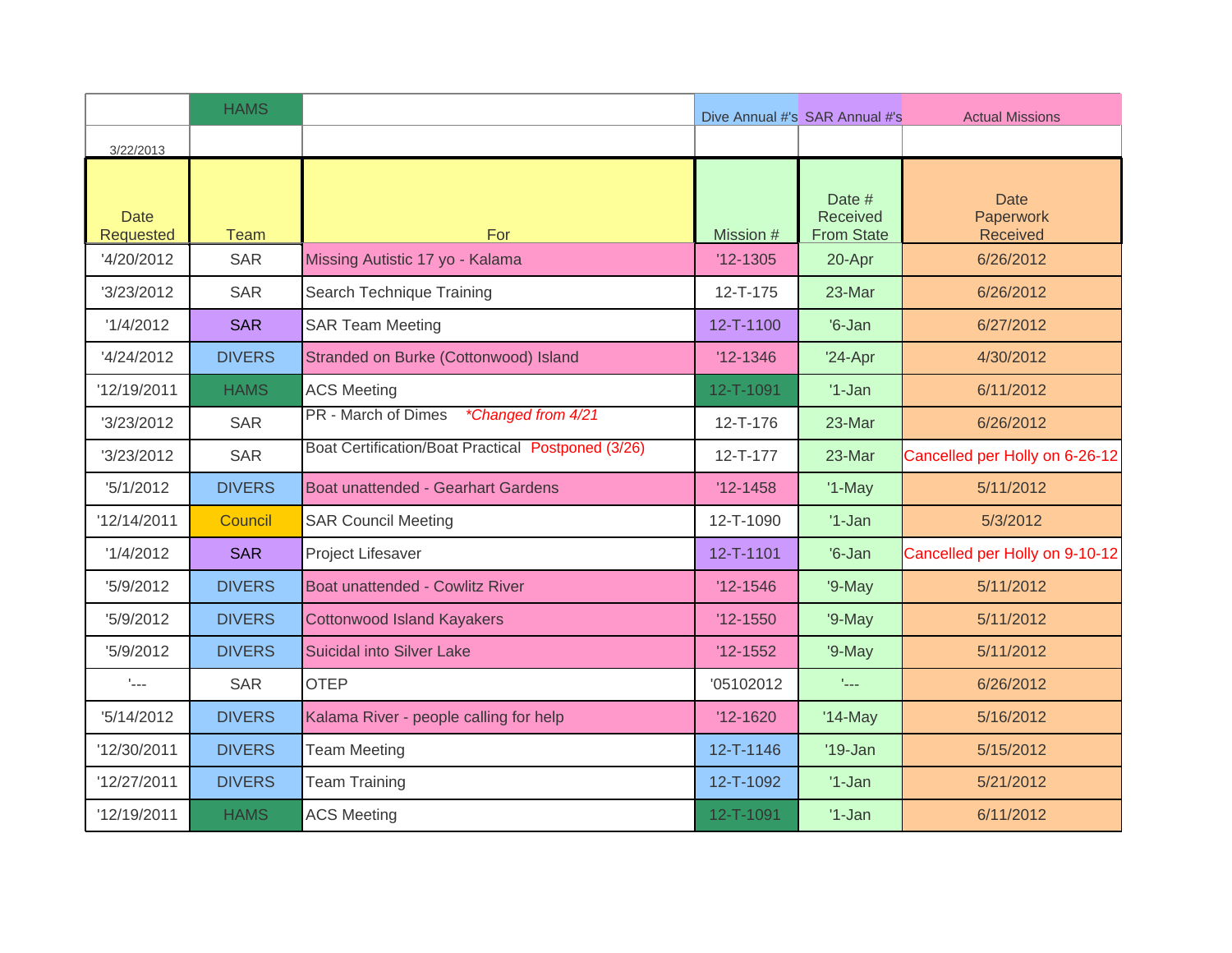| | HAMS | | Dive Annual #'s | SAR Annual #'s | Actual Missions |
|---|---|---|---|---|---|
| 3/22/2013 | | | | | |
| Date Requested | Team | For | Mission # | Date # Received From State | Date Paperwork Received |
| '4/20/2012 | SAR | Missing Autistic 17 yo - Kalama | '12-1305 | 20-Apr | 6/26/2012 |
| '3/23/2012 | SAR | Search Technique Training | 12-T-175 | 23-Mar | 6/26/2012 |
| '1/4/2012 | SAR | SAR Team Meeting | 12-T-1100 | '6-Jan | 6/27/2012 |
| '4/24/2012 | DIVERS | Stranded on Burke (Cottonwood) Island | '12-1346 | '24-Apr | 4/30/2012 |
| '12/19/2011 | HAMS | ACS Meeting | 12-T-1091 | '1-Jan | 6/11/2012 |
| '3/23/2012 | SAR | PR - March of Dimes *\*Changed from 4/21* | 12-T-176 | 23-Mar | 6/26/2012 |
| '3/23/2012 | SAR | Boat Certification/Boat Practical Postponed (3/26) | 12-T-177 | 23-Mar | Cancelled per Holly on 6-26-12 |
| '5/1/2012 | DIVERS | Boat unattended - Gearhart Gardens | '12-1458 | '1-May | 5/11/2012 |
| '12/14/2011 | Council | SAR Council Meeting | 12-T-1090 | '1-Jan | 5/3/2012 |
| '1/4/2012 | SAR | Project Lifesaver | 12-T-1101 | '6-Jan | Cancelled per Holly on 9-10-12 |
| '5/9/2012 | DIVERS | Boat unattended - Cowlitz River | '12-1546 | '9-May | 5/11/2012 |
| '5/9/2012 | DIVERS | Cottonwood Island Kayakers | '12-1550 | '9-May | 5/11/2012 |
| '5/9/2012 | DIVERS | Suicidal into Silver Lake | '12-1552 | '9-May | 5/11/2012 |
| '--- | SAR | OTEP | '05102012 | '--- | 6/26/2012 |
| '5/14/2012 | DIVERS | Kalama River - people calling for help | '12-1620 | '14-May | 5/16/2012 |
| '12/30/2011 | DIVERS | Team Meeting | 12-T-1146 | '19-Jan | 5/15/2012 |
| '12/27/2011 | DIVERS | Team Training | 12-T-1092 | '1-Jan | 5/21/2012 |
| '12/19/2011 | HAMS | ACS Meeting | 12-T-1091 | '1-Jan | 6/11/2012 |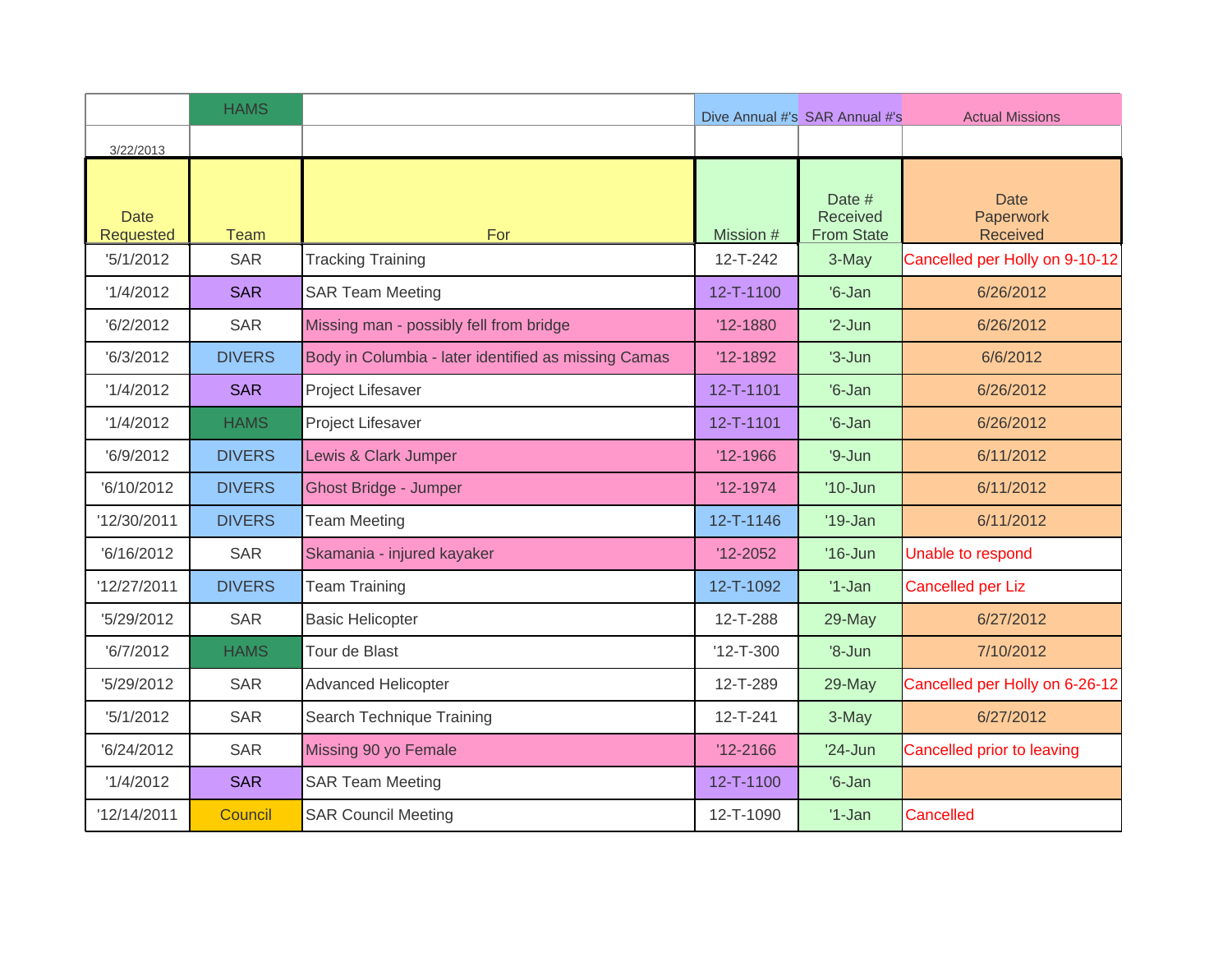| | HAMS | | Dive Annual #'s | SAR Annual #'s | Actual Missions |
|---|---|---|---|---|---|
| 3/22/2013 | | | | | |
| Date Requested | Team | For | Mission # | Date # Received From State | Date Paperwork Received |
| '5/1/2012 | SAR | Tracking Training | 12-T-242 | 3-May | Cancelled per Holly on 9-10-12 |
| '1/4/2012 | SAR | SAR Team Meeting | 12-T-1100 | '6-Jan | 6/26/2012 |
| '6/2/2012 | SAR | Missing man - possibly fell from bridge | '12-1880 | '2-Jun | 6/26/2012 |
| '6/3/2012 | DIVERS | Body in Columbia - later identified as missing Camas | '12-1892 | '3-Jun | 6/6/2012 |
| '1/4/2012 | SAR | Project Lifesaver | 12-T-1101 | '6-Jan | 6/26/2012 |
| '1/4/2012 | HAMS | Project Lifesaver | 12-T-1101 | '6-Jan | 6/26/2012 |
| '6/9/2012 | DIVERS | Lewis & Clark Jumper | '12-1966 | '9-Jun | 6/11/2012 |
| '6/10/2012 | DIVERS | Ghost Bridge - Jumper | '12-1974 | '10-Jun | 6/11/2012 |
| '12/30/2011 | DIVERS | Team Meeting | 12-T-1146 | '19-Jan | 6/11/2012 |
| '6/16/2012 | SAR | Skamania - injured kayaker | '12-2052 | '16-Jun | Unable to respond |
| '12/27/2011 | DIVERS | Team Training | 12-T-1092 | '1-Jan | Cancelled per Liz |
| '5/29/2012 | SAR | Basic Helicopter | 12-T-288 | 29-May | 6/27/2012 |
| '6/7/2012 | HAMS | Tour de Blast | '12-T-300 | '8-Jun | 7/10/2012 |
| '5/29/2012 | SAR | Advanced Helicopter | 12-T-289 | 29-May | Cancelled per Holly on 6-26-12 |
| '5/1/2012 | SAR | Search Technique Training | 12-T-241 | 3-May | 6/27/2012 |
| '6/24/2012 | SAR | Missing 90 yo Female | '12-2166 | '24-Jun | Cancelled prior to leaving |
| '1/4/2012 | SAR | SAR Team Meeting | 12-T-1100 | '6-Jan | |
| '12/14/2011 | Council | SAR Council Meeting | 12-T-1090 | '1-Jan | Cancelled |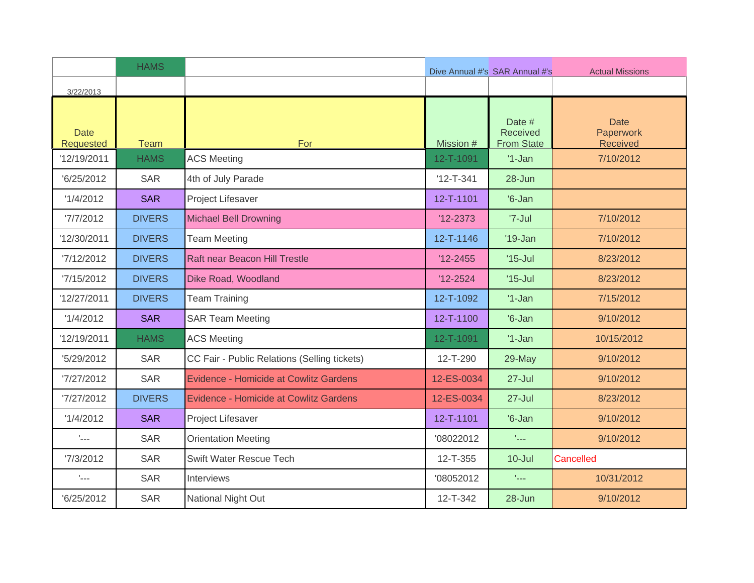| | HAMS | | Dive Annual #'s | SAR Annual #'s | Actual Missions |
|---|---|---|---|---|---|
| 3/22/2013 | | | | | |
| Date Requested | Team | For | Mission # | Date # Received From State | Date Paperwork Received |
| '12/19/2011 | HAMS | ACS Meeting | 12-T-1091 | '1-Jan | 7/10/2012 |
| '6/25/2012 | SAR | 4th of July Parade | '12-T-341 | 28-Jun | |
| '1/4/2012 | SAR | Project Lifesaver | 12-T-1101 | '6-Jan | |
| '7/7/2012 | DIVERS | Michael Bell Drowning | '12-2373 | '7-Jul | 7/10/2012 |
| '12/30/2011 | DIVERS | Team Meeting | 12-T-1146 | '19-Jan | 7/10/2012 |
| '7/12/2012 | DIVERS | Raft near Beacon Hill Trestle | '12-2455 | '15-Jul | 8/23/2012 |
| '7/15/2012 | DIVERS | Dike Road, Woodland | '12-2524 | '15-Jul | 8/23/2012 |
| '12/27/2011 | DIVERS | Team Training | 12-T-1092 | '1-Jan | 7/15/2012 |
| '1/4/2012 | SAR | SAR Team Meeting | 12-T-1100 | '6-Jan | 9/10/2012 |
| '12/19/2011 | HAMS | ACS Meeting | 12-T-1091 | '1-Jan | 10/15/2012 |
| '5/29/2012 | SAR | CC Fair - Public Relations (Selling tickets) | 12-T-290 | 29-May | 9/10/2012 |
| '7/27/2012 | SAR | Evidence - Homicide at Cowlitz Gardens | 12-ES-0034 | 27-Jul | 9/10/2012 |
| '7/27/2012 | DIVERS | Evidence - Homicide at Cowlitz Gardens | 12-ES-0034 | 27-Jul | 8/23/2012 |
| '1/4/2012 | SAR | Project Lifesaver | 12-T-1101 | '6-Jan | 9/10/2012 |
| '--- | SAR | Orientation Meeting | '08022012 | '--- | 9/10/2012 |
| '7/3/2012 | SAR | Swift Water Rescue Tech | 12-T-355 | 10-Jul | Cancelled |
| '--- | SAR | Interviews | '08052012 | '--- | 10/31/2012 |
| '6/25/2012 | SAR | National Night Out | 12-T-342 | 28-Jun | 9/10/2012 |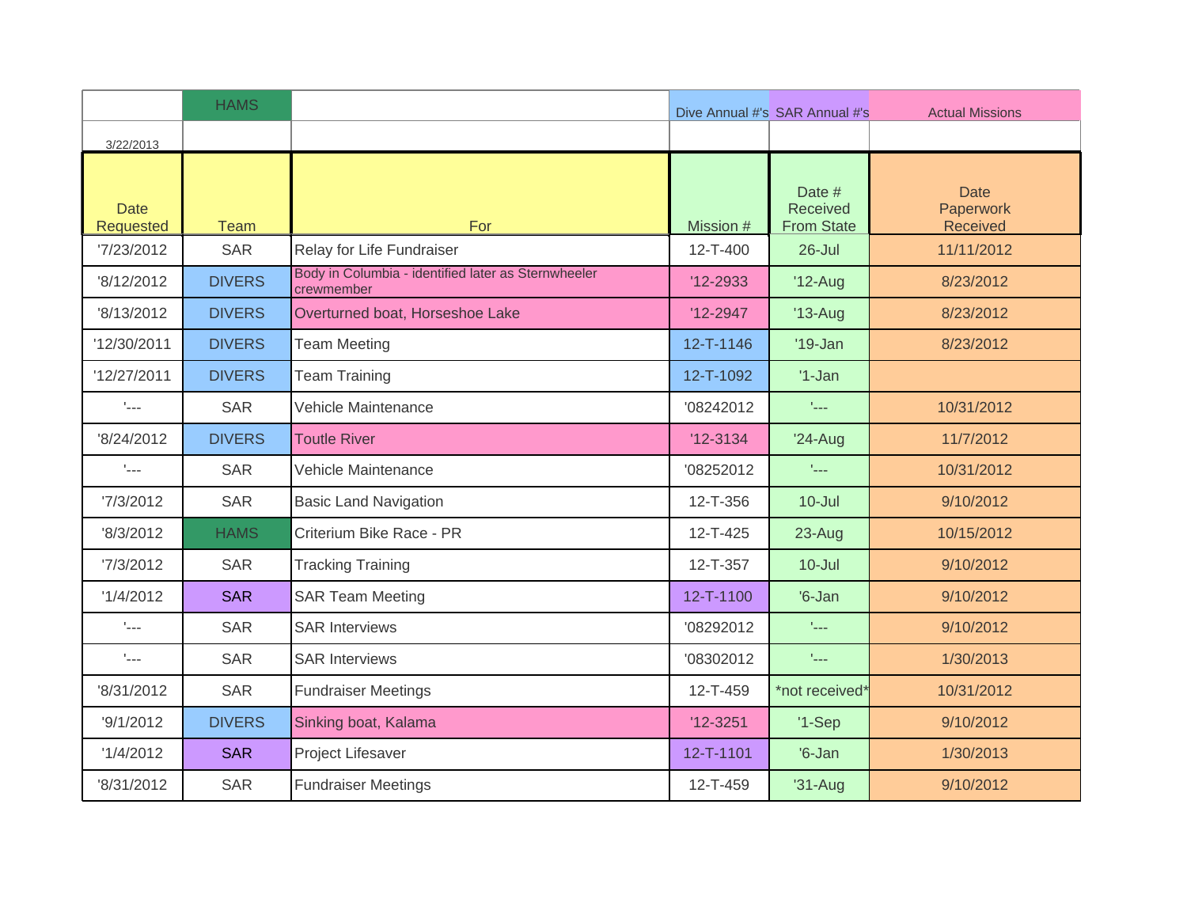| | HAMS | | Dive Annual #'s | SAR Annual #'s | Actual Missions |
|---|---|---|---|---|---|
| 3/22/2013 | | | | | |
| Date Requested | Team | For | Mission # | Date # Received From State | Date Paperwork Received |
| '7/23/2012 | SAR | Relay for Life Fundraiser | 12-T-400 | 26-Jul | 11/11/2012 |
| '8/12/2012 | DIVERS | Body in Columbia - identified later as Sternwheeler crewmember | '12-2933 | '12-Aug | 8/23/2012 |
| '8/13/2012 | DIVERS | Overturned boat, Horseshoe Lake | '12-2947 | '13-Aug | 8/23/2012 |
| '12/30/2011 | DIVERS | Team Meeting | 12-T-1146 | '19-Jan | 8/23/2012 |
| '12/27/2011 | DIVERS | Team Training | 12-T-1092 | '1-Jan | |
| '--- | SAR | Vehicle Maintenance | '08242012 | '--- | 10/31/2012 |
| '8/24/2012 | DIVERS | Toutle River | '12-3134 | '24-Aug | 11/7/2012 |
| '--- | SAR | Vehicle Maintenance | '08252012 | '--- | 10/31/2012 |
| '7/3/2012 | SAR | Basic Land Navigation | 12-T-356 | 10-Jul | 9/10/2012 |
| '8/3/2012 | HAMS | Criterium Bike Race - PR | 12-T-425 | 23-Aug | 10/15/2012 |
| '7/3/2012 | SAR | Tracking Training | 12-T-357 | 10-Jul | 9/10/2012 |
| '1/4/2012 | SAR | SAR Team Meeting | 12-T-1100 | '6-Jan | 9/10/2012 |
| '--- | SAR | SAR Interviews | '08292012 | '--- | 9/10/2012 |
| '--- | SAR | SAR Interviews | '08302012 | '--- | 1/30/2013 |
| '8/31/2012 | SAR | Fundraiser Meetings | 12-T-459 | *not received* | 10/31/2012 |
| '9/1/2012 | DIVERS | Sinking boat, Kalama | '12-3251 | '1-Sep | 9/10/2012 |
| '1/4/2012 | SAR | Project Lifesaver | 12-T-1101 | '6-Jan | 1/30/2013 |
| '8/31/2012 | SAR | Fundraiser Meetings | 12-T-459 | '31-Aug | 9/10/2012 |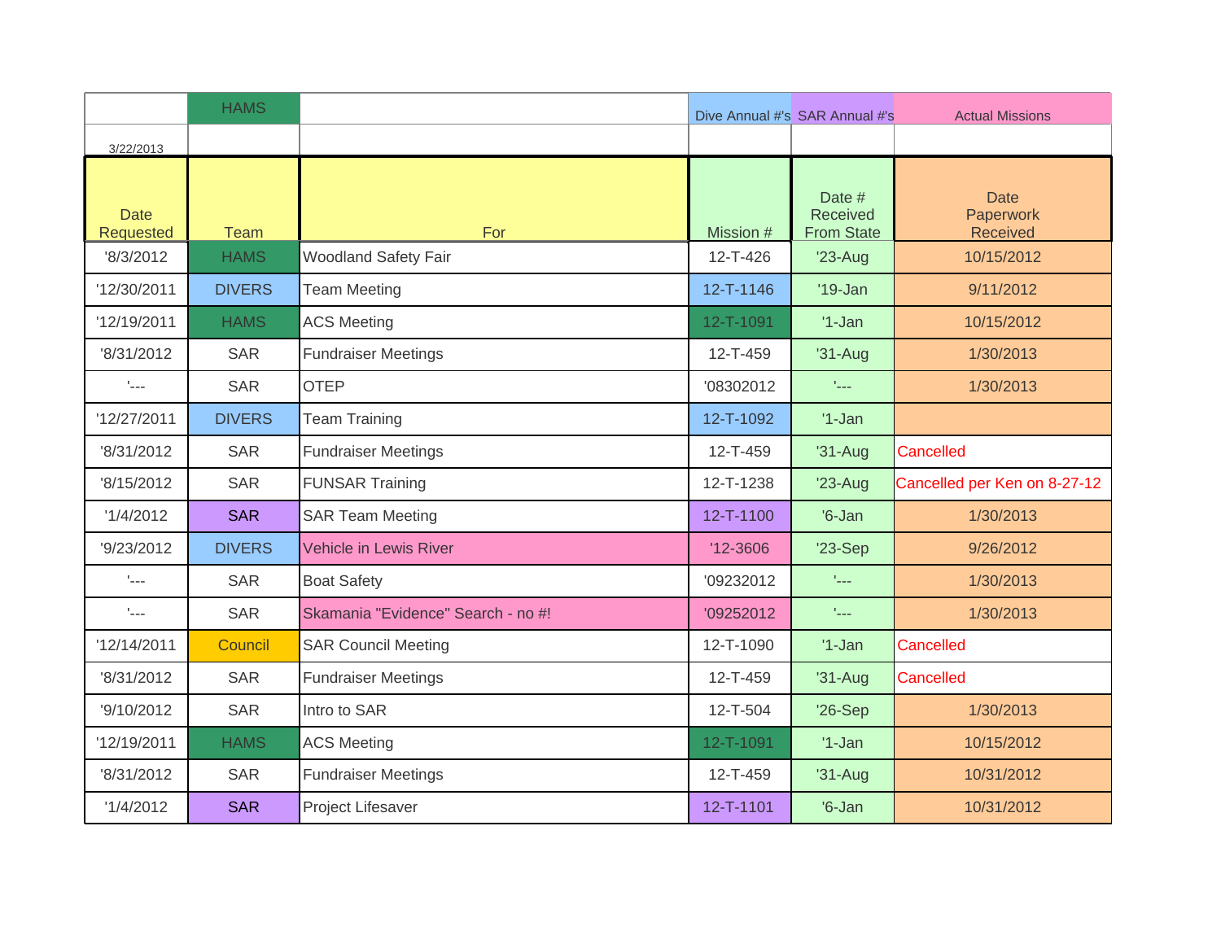| | HAMS | | Dive Annual #'s | SAR Annual #'s | Actual Missions |
|---|---|---|---|---|---|
| 3/22/2013 | | | | | |
| Date Requested | Team | For | Mission # | Date # Received From State | Date Paperwork Received |
| '8/3/2012 | HAMS | Woodland Safety Fair | 12-T-426 | '23-Aug | 10/15/2012 |
| '12/30/2011 | DIVERS | Team Meeting | 12-T-1146 | '19-Jan | 9/11/2012 |
| '12/19/2011 | HAMS | ACS Meeting | 12-T-1091 | '1-Jan | 10/15/2012 |
| '8/31/2012 | SAR | Fundraiser Meetings | 12-T-459 | '31-Aug | 1/30/2013 |
| '--- | SAR | OTEP | '08302012 | '--- | 1/30/2013 |
| '12/27/2011 | DIVERS | Team Training | 12-T-1092 | '1-Jan | |
| '8/31/2012 | SAR | Fundraiser Meetings | 12-T-459 | '31-Aug | Cancelled |
| '8/15/2012 | SAR | FUNSAR Training | 12-T-1238 | '23-Aug | Cancelled per Ken on 8-27-12 |
| '1/4/2012 | SAR | SAR Team Meeting | 12-T-1100 | '6-Jan | 1/30/2013 |
| '9/23/2012 | DIVERS | Vehicle in Lewis River | '12-3606 | '23-Sep | 9/26/2012 |
| '--- | SAR | Boat Safety | '09232012 | '--- | 1/30/2013 |
| '--- | SAR | Skamania "Evidence" Search - no #! | '09252012 | '--- | 1/30/2013 |
| '12/14/2011 | Council | SAR Council Meeting | 12-T-1090 | '1-Jan | Cancelled |
| '8/31/2012 | SAR | Fundraiser Meetings | 12-T-459 | '31-Aug | Cancelled |
| '9/10/2012 | SAR | Intro to SAR | 12-T-504 | '26-Sep | 1/30/2013 |
| '12/19/2011 | HAMS | ACS Meeting | 12-T-1091 | '1-Jan | 10/15/2012 |
| '8/31/2012 | SAR | Fundraiser Meetings | 12-T-459 | '31-Aug | 10/31/2012 |
| '1/4/2012 | SAR | Project Lifesaver | 12-T-1101 | '6-Jan | 10/31/2012 |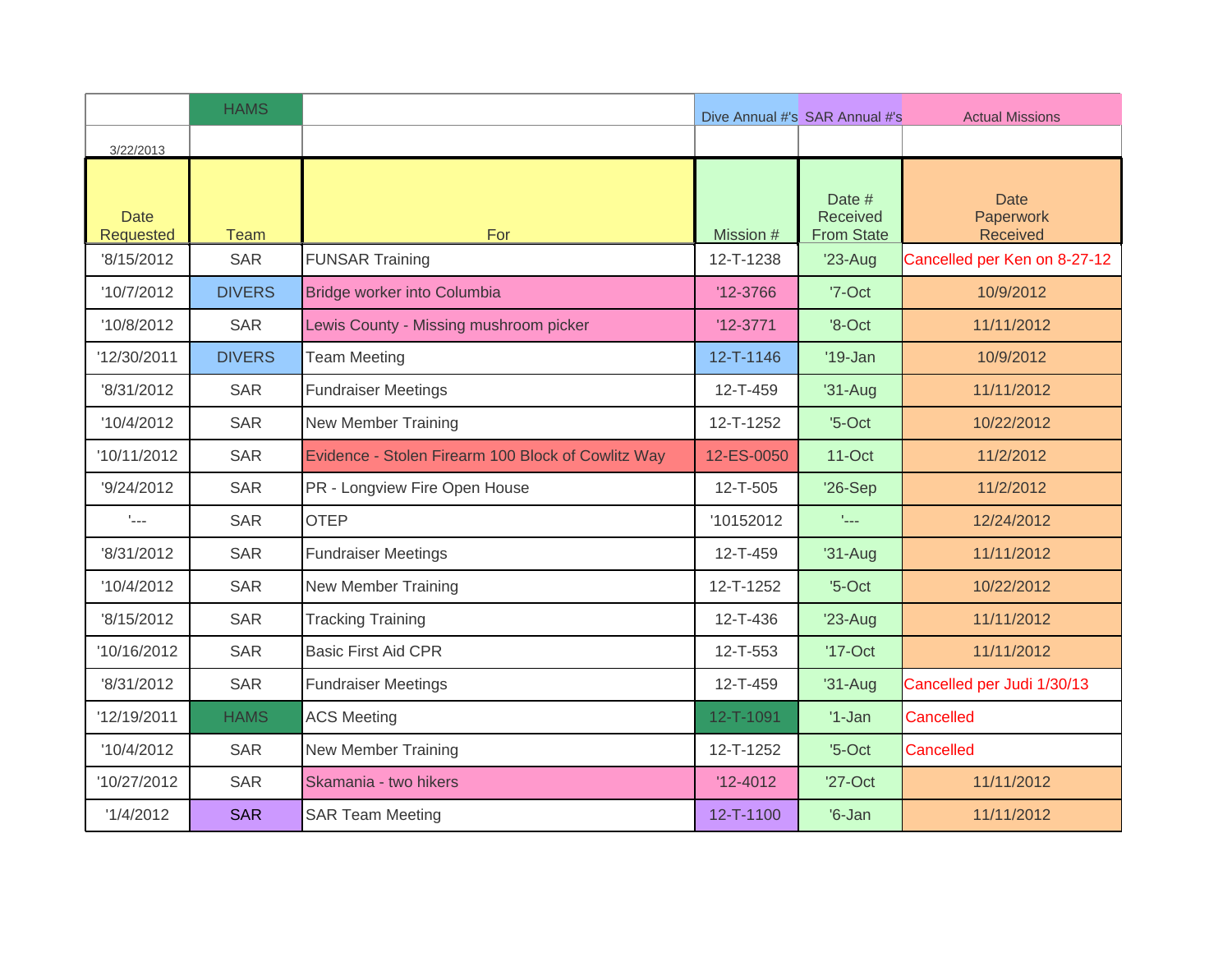| | HAMS | | Dive Annual #'s | SAR Annual #'s | Actual Missions |
|---|---|---|---|---|---|
| 3/22/2013 | | | | | |
| Date Requested | Team | For | Mission # | Date # Received From State | Date Paperwork Received |
| '8/15/2012 | SAR | FUNSAR Training | 12-T-1238 | '23-Aug | Cancelled per Ken on 8-27-12 |
| '10/7/2012 | DIVERS | Bridge worker into Columbia | '12-3766 | '7-Oct | 10/9/2012 |
| '10/8/2012 | SAR | Lewis County - Missing mushroom picker | '12-3771 | '8-Oct | 11/11/2012 |
| '12/30/2011 | DIVERS | Team Meeting | 12-T-1146 | '19-Jan | 10/9/2012 |
| '8/31/2012 | SAR | Fundraiser Meetings | 12-T-459 | '31-Aug | 11/11/2012 |
| '10/4/2012 | SAR | New Member Training | 12-T-1252 | '5-Oct | 10/22/2012 |
| '10/11/2012 | SAR | Evidence - Stolen Firearm 100 Block of Cowlitz Way | 12-ES-0050 | 11-Oct | 11/2/2012 |
| '9/24/2012 | SAR | PR - Longview Fire Open House | 12-T-505 | '26-Sep | 11/2/2012 |
| '--- | SAR | OTEP | '10152012 | '--- | 12/24/2012 |
| '8/31/2012 | SAR | Fundraiser Meetings | 12-T-459 | '31-Aug | 11/11/2012 |
| '10/4/2012 | SAR | New Member Training | 12-T-1252 | '5-Oct | 10/22/2012 |
| '8/15/2012 | SAR | Tracking Training | 12-T-436 | '23-Aug | 11/11/2012 |
| '10/16/2012 | SAR | Basic First Aid CPR | 12-T-553 | '17-Oct | 11/11/2012 |
| '8/31/2012 | SAR | Fundraiser Meetings | 12-T-459 | '31-Aug | Cancelled per Judi 1/30/13 |
| '12/19/2011 | HAMS | ACS Meeting | 12-T-1091 | '1-Jan | Cancelled |
| '10/4/2012 | SAR | New Member Training | 12-T-1252 | '5-Oct | Cancelled |
| '10/27/2012 | SAR | Skamania - two hikers | '12-4012 | '27-Oct | 11/11/2012 |
| '1/4/2012 | SAR | SAR Team Meeting | 12-T-1100 | '6-Jan | 11/11/2012 |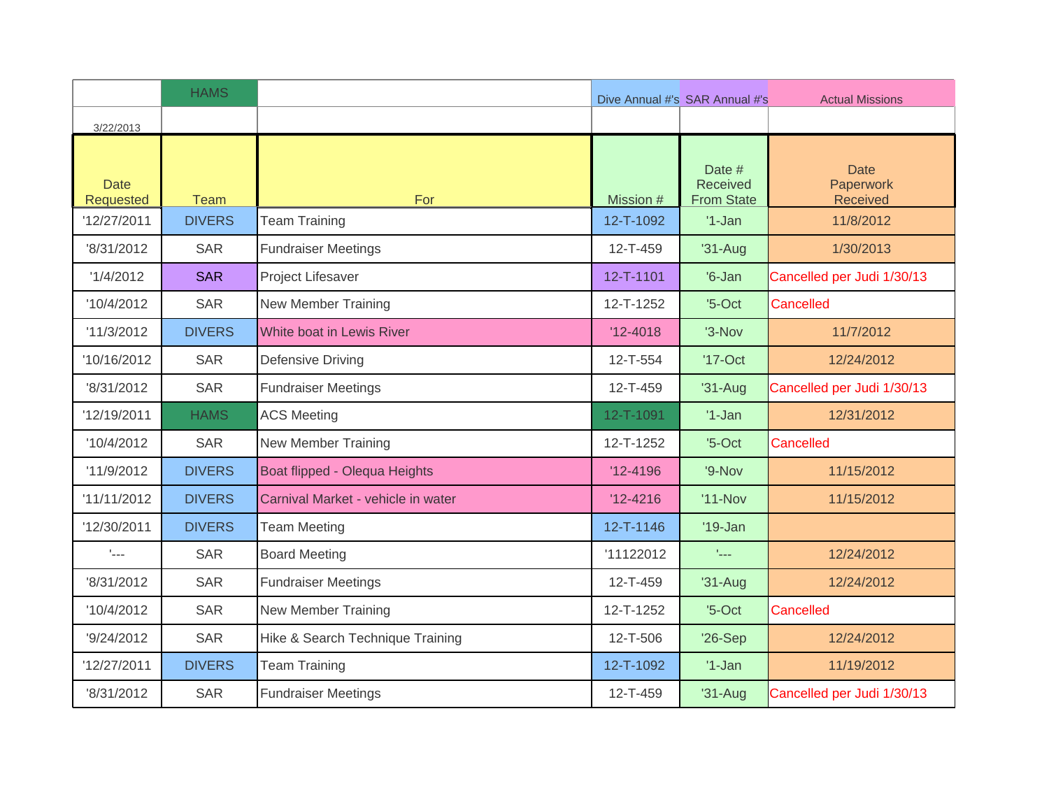| | HAMS | | Dive Annual #'s | SAR Annual #'s | Actual Missions |
|---|---|---|---|---|---|
| 3/22/2013 | | | | | |
| Date Requested | Team | For | Mission # | Date # Received From State | Date Paperwork Received |
| '12/27/2011 | DIVERS | Team Training | 12-T-1092 | '1-Jan | 11/8/2012 |
| '8/31/2012 | SAR | Fundraiser Meetings | 12-T-459 | '31-Aug | 1/30/2013 |
| '1/4/2012 | SAR | Project Lifesaver | 12-T-1101 | '6-Jan | Cancelled per Judi 1/30/13 |
| '10/4/2012 | SAR | New Member Training | 12-T-1252 | '5-Oct | Cancelled |
| '11/3/2012 | DIVERS | White boat in Lewis River | '12-4018 | '3-Nov | 11/7/2012 |
| '10/16/2012 | SAR | Defensive Driving | 12-T-554 | '17-Oct | 12/24/2012 |
| '8/31/2012 | SAR | Fundraiser Meetings | 12-T-459 | '31-Aug | Cancelled per Judi 1/30/13 |
| '12/19/2011 | HAMS | ACS Meeting | 12-T-1091 | '1-Jan | 12/31/2012 |
| '10/4/2012 | SAR | New Member Training | 12-T-1252 | '5-Oct | Cancelled |
| '11/9/2012 | DIVERS | Boat flipped - Olequa Heights | '12-4196 | '9-Nov | 11/15/2012 |
| '11/11/2012 | DIVERS | Carnival Market - vehicle in water | '12-4216 | '11-Nov | 11/15/2012 |
| '12/30/2011 | DIVERS | Team Meeting | 12-T-1146 | '19-Jan | |
| '--- | SAR | Board Meeting | '11122012 | '--- | 12/24/2012 |
| '8/31/2012 | SAR | Fundraiser Meetings | 12-T-459 | '31-Aug | 12/24/2012 |
| '10/4/2012 | SAR | New Member Training | 12-T-1252 | '5-Oct | Cancelled |
| '9/24/2012 | SAR | Hike & Search Technique Training | 12-T-506 | '26-Sep | 12/24/2012 |
| '12/27/2011 | DIVERS | Team Training | 12-T-1092 | '1-Jan | 11/19/2012 |
| '8/31/2012 | SAR | Fundraiser Meetings | 12-T-459 | '31-Aug | Cancelled per Judi 1/30/13 |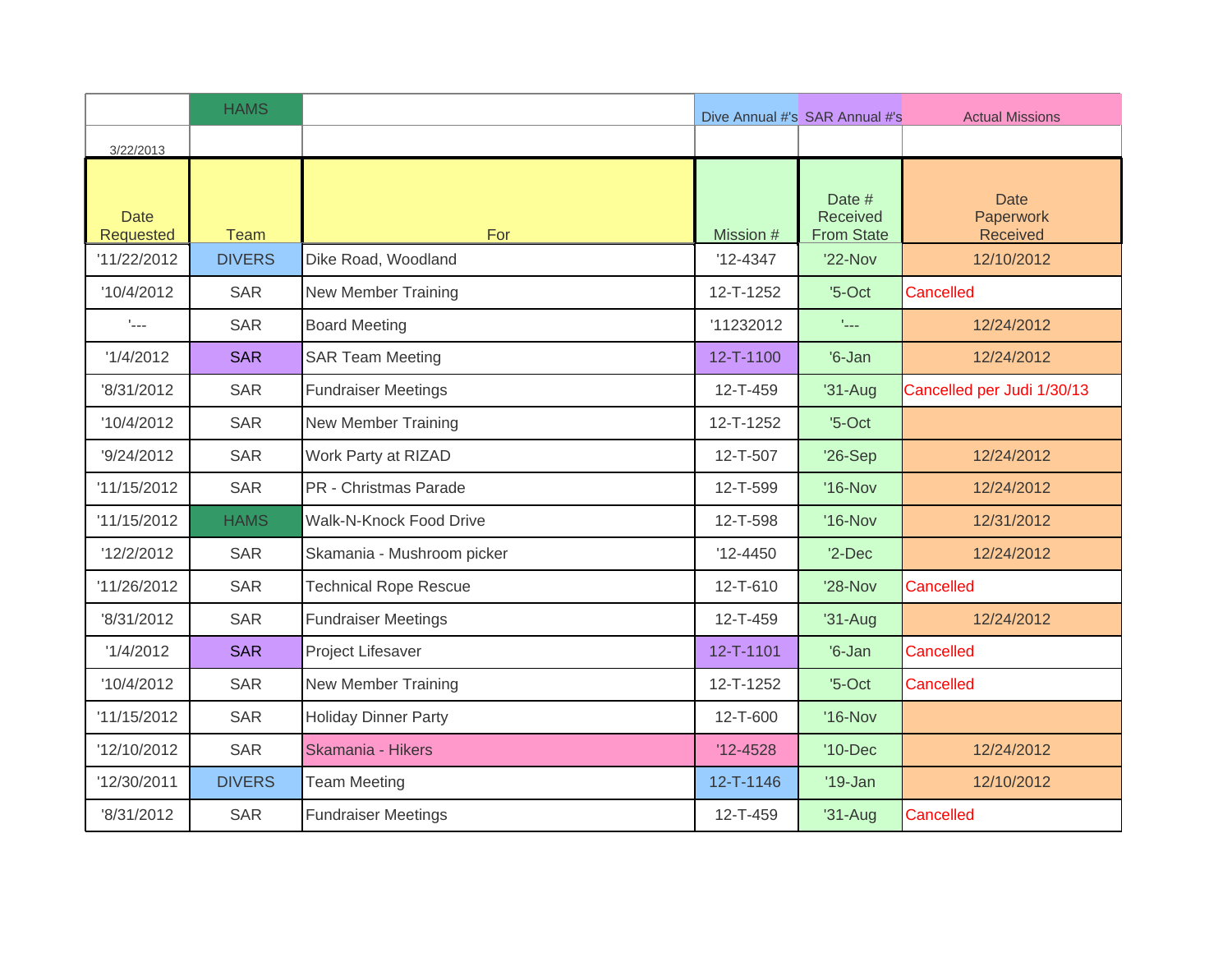| | HAMS | | Dive Annual #'s | SAR Annual #'s | Actual Missions |
|---|---|---|---|---|---|
| 3/22/2013 | | | | | |
| Date Requested | Team | For | Mission # | Date # Received From State | Date Paperwork Received |
| '11/22/2012 | DIVERS | Dike Road, Woodland | '12-4347 | '22-Nov | 12/10/2012 |
| '10/4/2012 | SAR | New Member Training | 12-T-1252 | '5-Oct | Cancelled |
| '--- | SAR | Board Meeting | '11232012 | '--- | 12/24/2012 |
| '1/4/2012 | SAR | SAR Team Meeting | 12-T-1100 | '6-Jan | 12/24/2012 |
| '8/31/2012 | SAR | Fundraiser Meetings | 12-T-459 | '31-Aug | Cancelled per Judi 1/30/13 |
| '10/4/2012 | SAR | New Member Training | 12-T-1252 | '5-Oct | |
| '9/24/2012 | SAR | Work Party at RIZAD | 12-T-507 | '26-Sep | 12/24/2012 |
| '11/15/2012 | SAR | PR - Christmas Parade | 12-T-599 | '16-Nov | 12/24/2012 |
| '11/15/2012 | HAMS | Walk-N-Knock Food Drive | 12-T-598 | '16-Nov | 12/31/2012 |
| '12/2/2012 | SAR | Skamania - Mushroom picker | '12-4450 | '2-Dec | 12/24/2012 |
| '11/26/2012 | SAR | Technical Rope Rescue | 12-T-610 | '28-Nov | Cancelled |
| '8/31/2012 | SAR | Fundraiser Meetings | 12-T-459 | '31-Aug | 12/24/2012 |
| '1/4/2012 | SAR | Project Lifesaver | 12-T-1101 | '6-Jan | Cancelled |
| '10/4/2012 | SAR | New Member Training | 12-T-1252 | '5-Oct | Cancelled |
| '11/15/2012 | SAR | Holiday Dinner Party | 12-T-600 | '16-Nov | |
| '12/10/2012 | SAR | Skamania - Hikers | '12-4528 | '10-Dec | 12/24/2012 |
| '12/30/2011 | DIVERS | Team Meeting | 12-T-1146 | '19-Jan | 12/10/2012 |
| '8/31/2012 | SAR | Fundraiser Meetings | 12-T-459 | '31-Aug | Cancelled |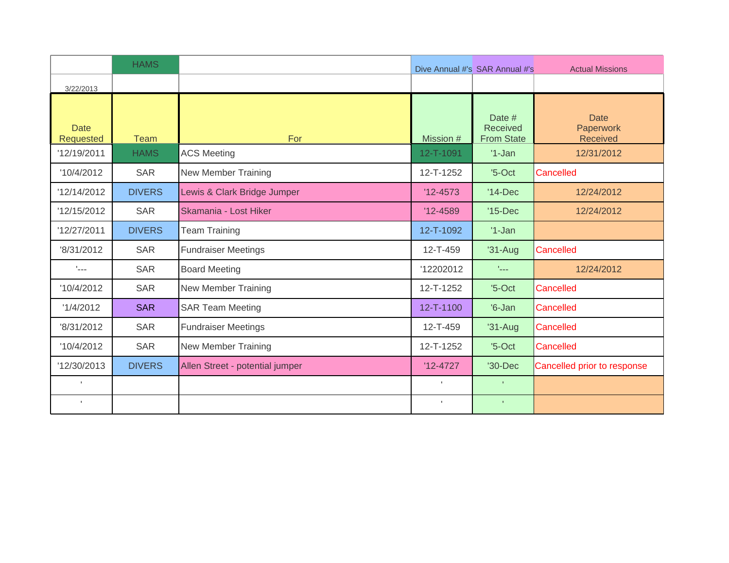| | HAMS | | Dive Annual #'s | SAR Annual #'s | Actual Missions |
|---|---|---|---|---|---|
| 3/22/2013 | | | | | |
| Date Requested | Team | For | Mission # | Date # Received From State | Date Paperwork Received |
| '12/19/2011 | HAMS | ACS Meeting | 12-T-1091 | '1-Jan | 12/31/2012 |
| '10/4/2012 | SAR | New Member Training | 12-T-1252 | '5-Oct | Cancelled |
| '12/14/2012 | DIVERS | Lewis & Clark Bridge Jumper | '12-4573 | '14-Dec | 12/24/2012 |
| '12/15/2012 | SAR | Skamania - Lost Hiker | '12-4589 | '15-Dec | 12/24/2012 |
| '12/27/2011 | DIVERS | Team Training | 12-T-1092 | '1-Jan | |
| '8/31/2012 | SAR | Fundraiser Meetings | 12-T-459 | '31-Aug | Cancelled |
| '--- | SAR | Board Meeting | '12202012 | '--- | 12/24/2012 |
| '10/4/2012 | SAR | New Member Training | 12-T-1252 | '5-Oct | Cancelled |
| '1/4/2012 | SAR | SAR Team Meeting | 12-T-1100 | '6-Jan | Cancelled |
| '8/31/2012 | SAR | Fundraiser Meetings | 12-T-459 | '31-Aug | Cancelled |
| '10/4/2012 | SAR | New Member Training | 12-T-1252 | '5-Oct | Cancelled |
| '12/30/2013 | DIVERS | Allen Street - potential jumper | '12-4727 | '30-Dec | Cancelled prior to response |
| ' | | | ' | ' | |
| ' | | | ' | ' | |